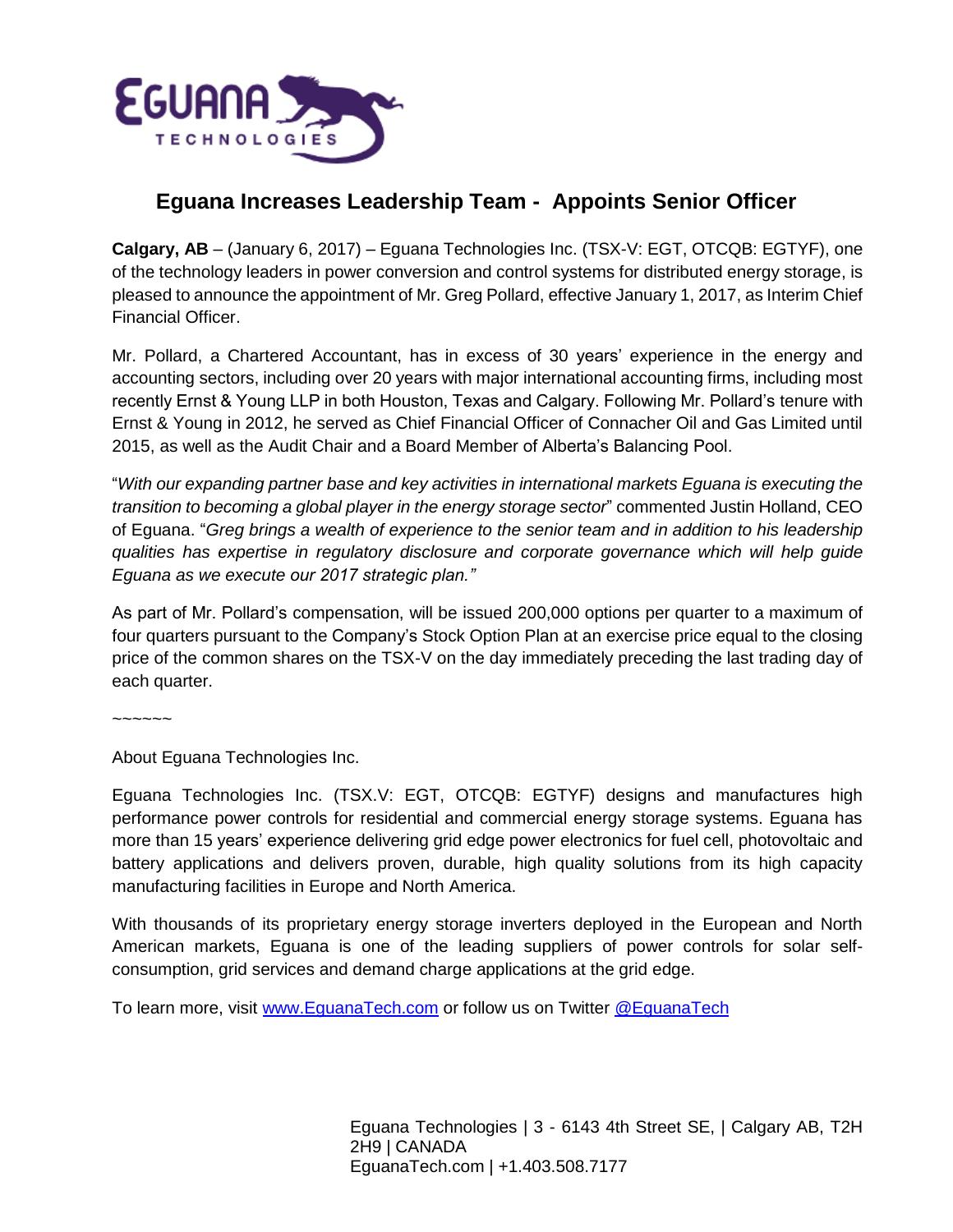# Eguana Increases Leadership Team - Appoints Senior Officer

**Calgary, AB** – (January 6, 2017) – Eguana Technologies Inc. (TSX-V: EGT, OTCQB: EGTYF), one of the technology leaders in power conversion and control systems for distributed energy storage, is pleased to announce the appointment of Mr. Greg Pollard, effective January 1, 2017, as Interim Chief Financial Officer.

Mr. Pollard, a Chartered Accountant, has in excess of 30 years' experience in the energy and accounting sectors, including over 20 years with major international accounting firms, including most recently Ernst & Young LLP in both Houston, Texas and Calgary. Following Mr. Pollard's tenure with Ernst & Young in 2012, he served as Chief Financial Officer of Connacher Oil and Gas Limited until 2015, as well as the Audit Chair and a Board Member of Alberta's Balancing Pool.

"*With our expanding partner base and key activities in international markets Eguana is executing the transition to becoming a global player in the energy storage sector*" commented Justin Holland, CEO of Eguana. "*Greg brings a wealth of experience to the senior team and in addition to his leadership qualities has expertise in regulatory disclosure and corporate governance which will help guide Eguana as we execute our 2017 strategic plan."*

As part of Mr. Pollard's compensation, will be issued 200,000 options per quarter to a maximum of four quarters pursuant to the Company's Stock Option Plan at an exercise price equal to the closing price of the common shares on the TSX-V on the day immediately preceding the last trading day of each quarter.

~~~~~~

About Eguana Technologies Inc.

Eguana Technologies Inc. (TSX.V: EGT, OTCQB: EGTYF) designs and manufactures high performance power controls for residential and commercial energy storage systems. Eguana has more than 15 years' experience delivering grid edge power electronics for fuel cell, photovoltaic and battery applications and delivers proven, durable, high quality solutions from its high capacity manufacturing facilities in Europe and North America.

With thousands of its proprietary energy storage inverters deployed in the European and North American markets, Eguana is one of the leading suppliers of power controls for solar self-consumption, grid services and demand charge applications at the grid edge.

To learn more, visit [www.EguanaTech.com](http://www.EguanaTech.com) or follow us on Twitter [@EguanaTech](https://twitter.com/EguanaTech)

Eguana Technologies | 3 - 6143 4th Street SE, | Calgary AB, T2H 2H9 | CANADA
EguanaTech.com | +1.403.508.7177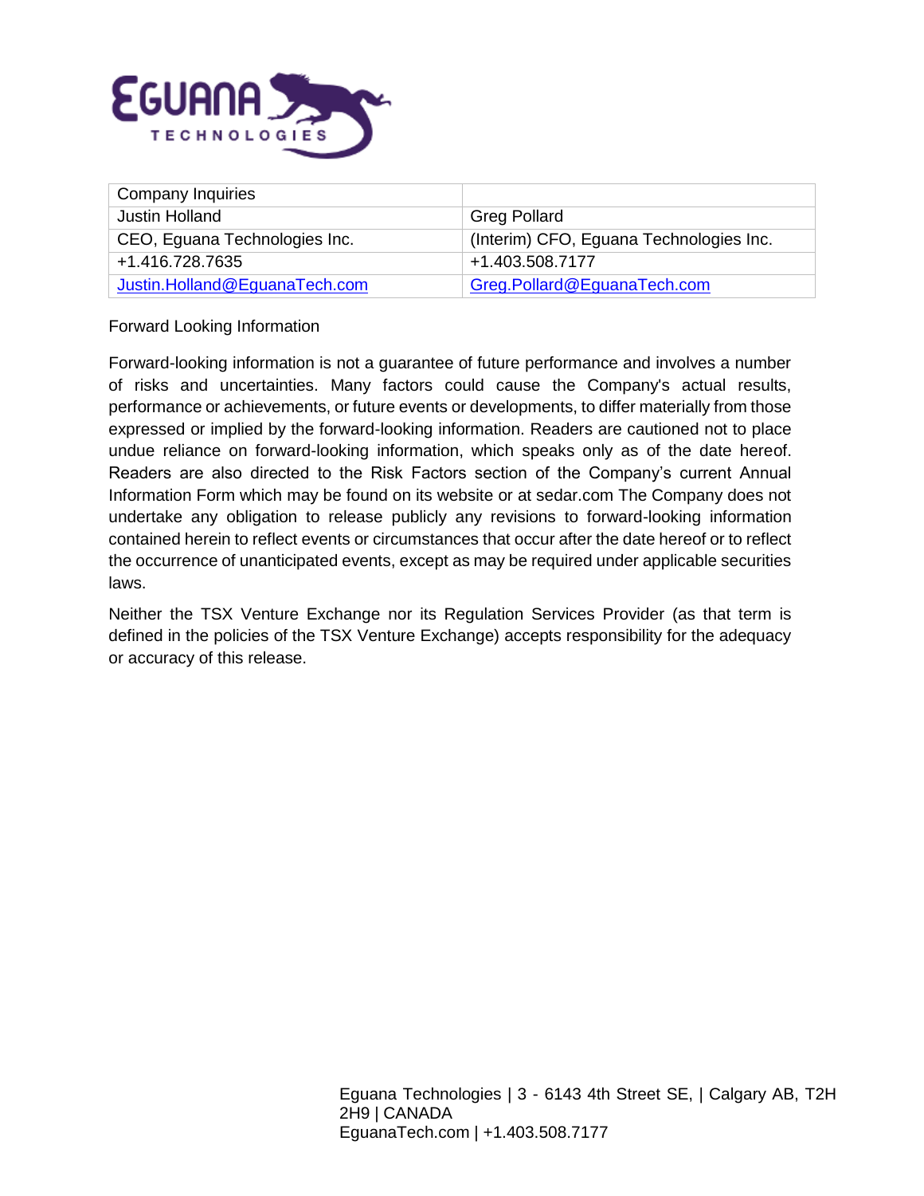| Company Inquiries | |
| --- | --- |
| Justin Holland | Greg Pollard |
| CEO, Eguana Technologies Inc. | (Interim) CFO, Eguana Technologies Inc. |
| +1.416.728.7635 | +1.403.508.7177 |
| Justin.Holland@EguanaTech.com | Greg.Pollard@EguanaTech.com |

Forward Looking Information

Forward-looking information is not a guarantee of future performance and involves a number of risks and uncertainties. Many factors could cause the Company's actual results, performance or achievements, or future events or developments, to differ materially from those expressed or implied by the forward-looking information. Readers are cautioned not to place undue reliance on forward-looking information, which speaks only as of the date hereof. Readers are also directed to the Risk Factors section of the Company's current Annual Information Form which may be found on its website or at sedar.com The Company does not undertake any obligation to release publicly any revisions to forward-looking information contained herein to reflect events or circumstances that occur after the date hereof or to reflect the occurrence of unanticipated events, except as may be required under applicable securities laws.

Neither the TSX Venture Exchange nor its Regulation Services Provider (as that term is defined in the policies of the TSX Venture Exchange) accepts responsibility for the adequacy or accuracy of this release.